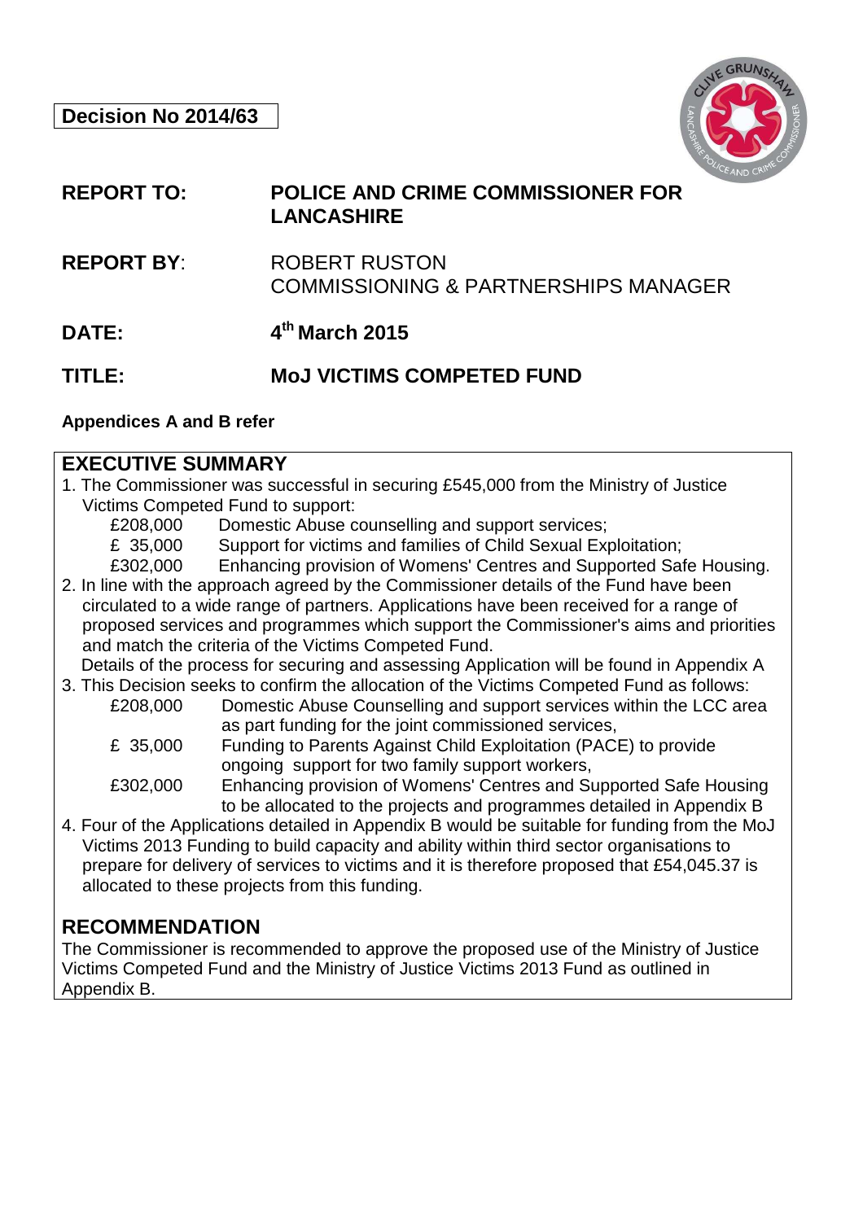**Decision No 2014/63**

| | |
|---|---|
| **REPORT TO:** | **POLICE AND CRIME COMMISSIONER FOR LANCASHIRE** |
| **REPORT BY:** | ROBERT RUSTON<br>COMMISSIONING & PARTNERSHIPS MANAGER |
| **DATE:** | **4th March 2015** |
| **TITLE:** | **MoJ VICTIMS COMPETED FUND** |

**Appendices A and B refer**

## EXECUTIVE SUMMARY

1. The Commissioner was successful in securing £545,000 from the Ministry of Justice Victims Competed Fund to support:
   - £208,000 Domestic Abuse counselling and support services;
   - £ 35,000 Support for victims and families of Child Sexual Exploitation;
   - £302,000 Enhancing provision of Womens' Centres and Supported Safe Housing.
2. In line with the approach agreed by the Commissioner details of the Fund have been circulated to a wide range of partners. Applications have been received for a range of proposed services and programmes which support the Commissioner's aims and priorities and match the criteria of the Victims Competed Fund.

   Details of the process for securing and assessing Application will be found in Appendix A
3. This Decision seeks to confirm the allocation of the Victims Competed Fund as follows:
   - £208,000 Domestic Abuse Counselling and support services within the LCC area as part funding for the joint commissioned services,
   - £ 35,000 Funding to Parents Against Child Exploitation (PACE) to provide ongoing support for two family support workers,
   - £302,000 Enhancing provision of Womens' Centres and Supported Safe Housing to be allocated to the projects and programmes detailed in Appendix B
4. Four of the Applications detailed in Appendix B would be suitable for funding from the MoJ Victims 2013 Funding to build capacity and ability within third sector organisations to prepare for delivery of services to victims and it is therefore proposed that £54,045.37 is allocated to these projects from this funding.

## RECOMMENDATION

The Commissioner is recommended to approve the proposed use of the Ministry of Justice Victims Competed Fund and the Ministry of Justice Victims 2013 Fund as outlined in Appendix B.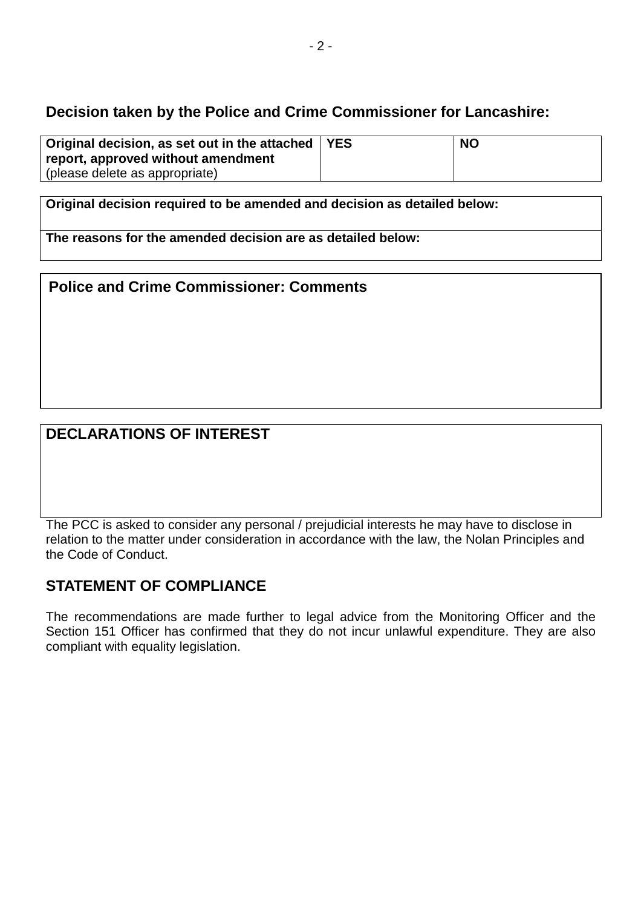## Decision taken by the Police and Crime Commissioner for Lancashire:

| **Original decision, as set out in the attached report, approved without amendment** (please delete as appropriate) | **YES** | **NO** |
| --- | --- | --- |

| **Original decision required to be amended and decision as detailed below:** |
| --- |
| **The reasons for the amended decision are as detailed below:** |

| **Police and Crime Commissioner: Comments** |
| --- |
| |

| **DECLARATIONS OF INTEREST** |
| --- |
| |

The PCC is asked to consider any personal / prejudicial interests he may have to disclose in relation to the matter under consideration in accordance with the law, the Nolan Principles and the Code of Conduct.

## STATEMENT OF COMPLIANCE

The recommendations are made further to legal advice from the Monitoring Officer and the Section 151 Officer has confirmed that they do not incur unlawful expenditure. They are also compliant with equality legislation.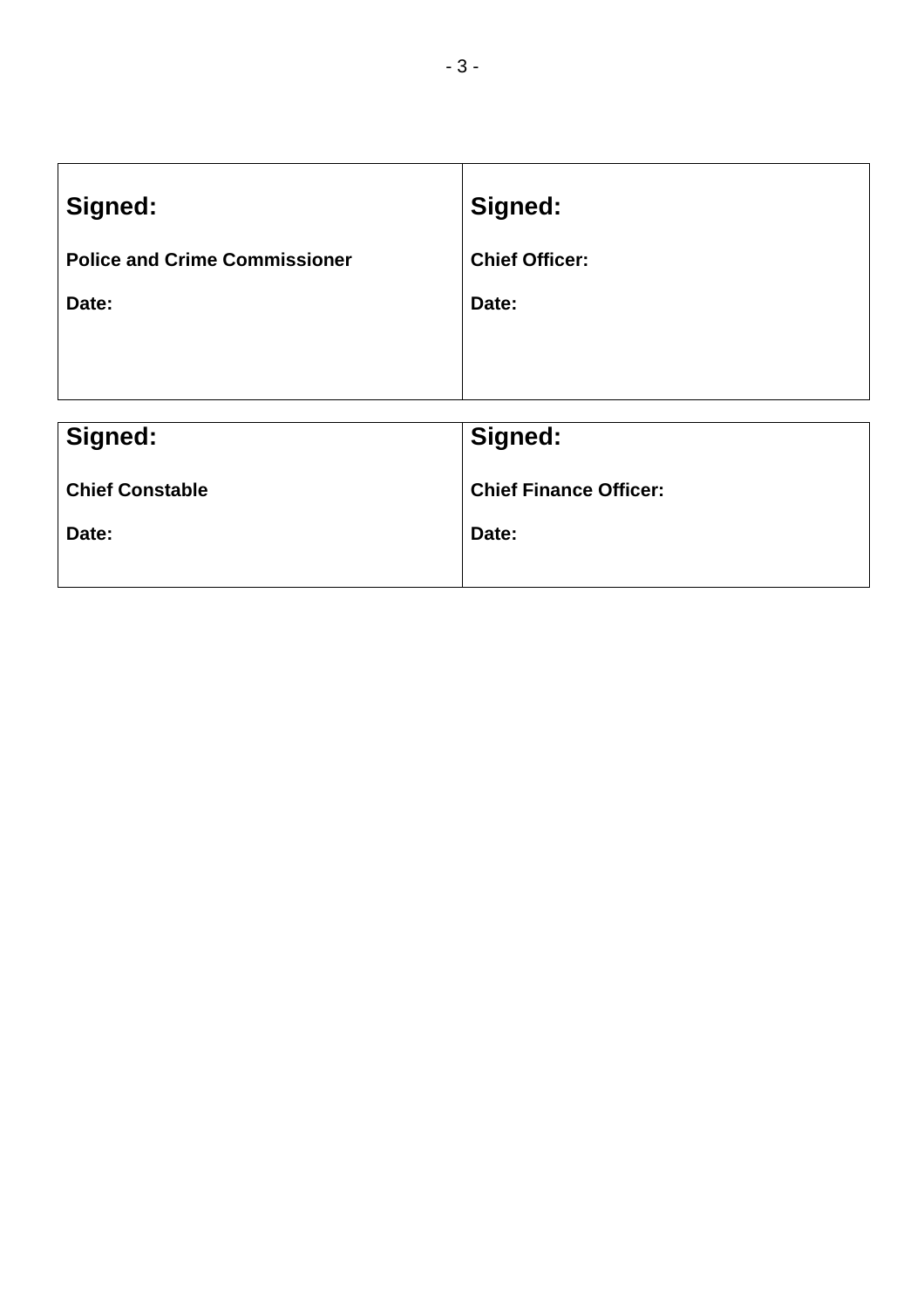| | |
|---|---|
| **Signed:**<br><br>**Police and Crime Commissioner**<br><br>**Date:** | **Signed:**<br><br>**Chief Officer:**<br><br>**Date:** |

| | |
|---|---|
| **Signed:**<br><br>**Chief Constable**<br><br>**Date:** | **Signed:**<br><br>**Chief Finance Officer:**<br><br>**Date:** |